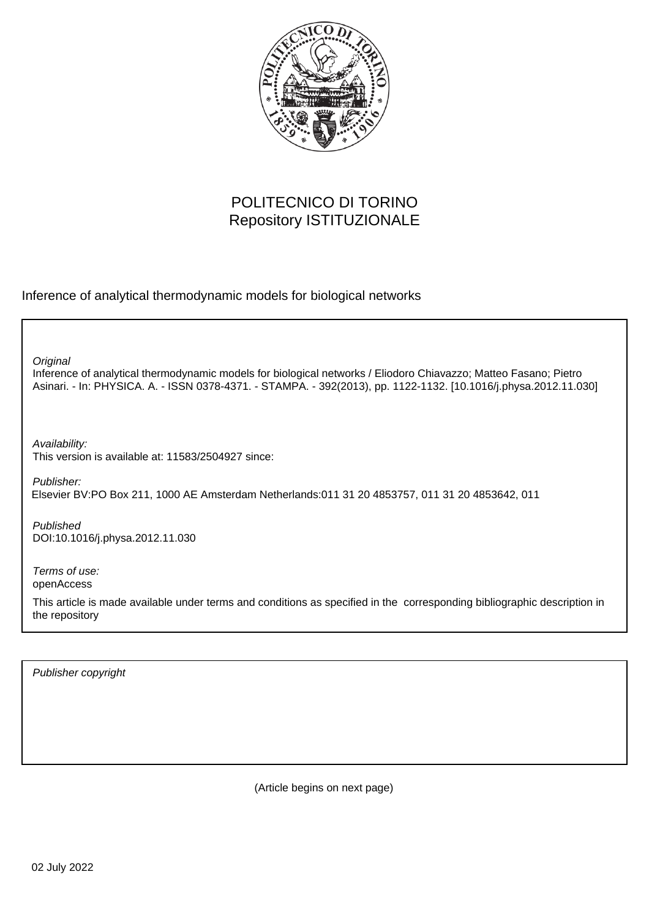POLITECNICO DI TORINO
Repository ISTITUZIONALE

Inference of analytical thermodynamic models for biological networks

*Original*
Inference of analytical thermodynamic models for biological networks / Eliodoro Chiavazzo; Matteo Fasano; Pietro Asinari. - In: PHYSICA. A. - ISSN 0378-4371. - STAMPA. - 392(2013), pp. 1122-1132. [10.1016/j.physa.2012.11.030]

*Availability:*
This version is available at: 11583/2504927 since:

*Publisher:*
Elsevier BV:PO Box 211, 1000 AE Amsterdam Netherlands:011 31 20 4853757, 011 31 20 4853642, 011

*Published*
DOI:10.1016/j.physa.2012.11.030

*Terms of use:*
openAccess

This article is made available under terms and conditions as specified in the corresponding bibliographic description in the repository

*Publisher copyright*

(Article begins on next page)

02 July 2022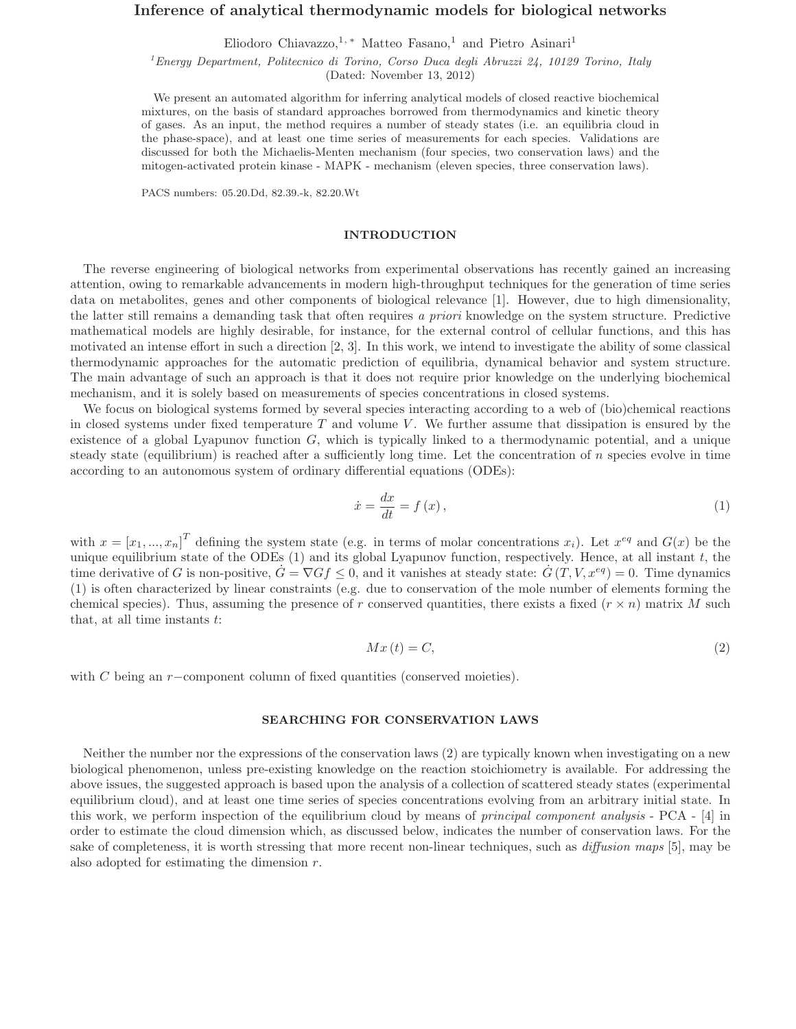# Inference of analytical thermodynamic models for biological networks

Eliodoro Chiavazzo,[1,*] Matteo Fasano,[1] and Pietro Asinari[1]

[1]*Energy Department, Politecnico di Torino, Corso Duca degli Abruzzi 24, 10129 Torino, Italy*
(Dated: November 13, 2012)

We present an automated algorithm for inferring analytical models of closed reactive biochemical mixtures, on the basis of standard approaches borrowed from thermodynamics and kinetic theory of gases. As an input, the method requires a number of steady states (i.e. an equilibria cloud in the phase-space), and at least one time series of measurements for each species. Validations are discussed for both the Michaelis-Menten mechanism (four species, two conservation laws) and the mitogen-activated protein kinase - MAPK - mechanism (eleven species, three conservation laws).

PACS numbers: 05.20.Dd, 82.39.-k, 82.20.Wt

## INTRODUCTION

The reverse engineering of biological networks from experimental observations has recently gained an increasing attention, owing to remarkable advancements in modern high-throughput techniques for the generation of time series data on metabolites, genes and other components of biological relevance [1]. However, due to high dimensionality, the latter still remains a demanding task that often requires *a priori* knowledge on the system structure. Predictive mathematical models are highly desirable, for instance, for the external control of cellular functions, and this has motivated an intense effort in such a direction [2, 3]. In this work, we intend to investigate the ability of some classical thermodynamic approaches for the automatic prediction of equilibria, dynamical behavior and system structure. The main advantage of such an approach is that it does not require prior knowledge on the underlying biochemical mechanism, and it is solely based on measurements of species concentrations in closed systems.

We focus on biological systems formed by several species interacting according to a web of (bio)chemical reactions in closed systems under fixed temperature $T$ and volume $V$. We further assume that dissipation is ensured by the existence of a global Lyapunov function $G$, which is typically linked to a thermodynamic potential, and a unique steady state (equilibrium) is reached after a sufficiently long time. Let the concentration of $n$ species evolve in time according to an autonomous system of ordinary differential equations (ODEs):

$$\dot{x} = \frac{dx}{dt} = f(x), \tag{1}$$

with $x = [x_1, ..., x_n]^T$ defining the system state (e.g. in terms of molar concentrations $x_i$). Let $x^{eq}$ and $G(x)$ be the unique equilibrium state of the ODEs (1) and its global Lyapunov function, respectively. Hence, at all instant $t$, the time derivative of $G$ is non-positive, $\dot{G} = \nabla G f \leq 0$, and it vanishes at steady state: $\dot{G}(T, V, x^{eq}) = 0$. Time dynamics (1) is often characterized by linear constraints (e.g. due to conservation of the mole number of elements forming the chemical species). Thus, assuming the presence of $r$ conserved quantities, there exists a fixed $(r \times n)$ matrix $M$ such that, at all time instants $t$:

$$Mx(t) = C, \tag{2}$$

with $C$ being an $r-$component column of fixed quantities (conserved moieties).

## SEARCHING FOR CONSERVATION LAWS

Neither the number nor the expressions of the conservation laws (2) are typically known when investigating on a new biological phenomenon, unless pre-existing knowledge on the reaction stoichiometry is available. For addressing the above issues, the suggested approach is based upon the analysis of a collection of scattered steady states (experimental equilibrium cloud), and at least one time series of species concentrations evolving from an arbitrary initial state. In this work, we perform inspection of the equilibrium cloud by means of *principal component analysis* - PCA - [4] in order to estimate the cloud dimension which, as discussed below, indicates the number of conservation laws. For the sake of completeness, it is worth stressing that more recent non-linear techniques, such as *diffusion maps* [5], may be also adopted for estimating the dimension $r$.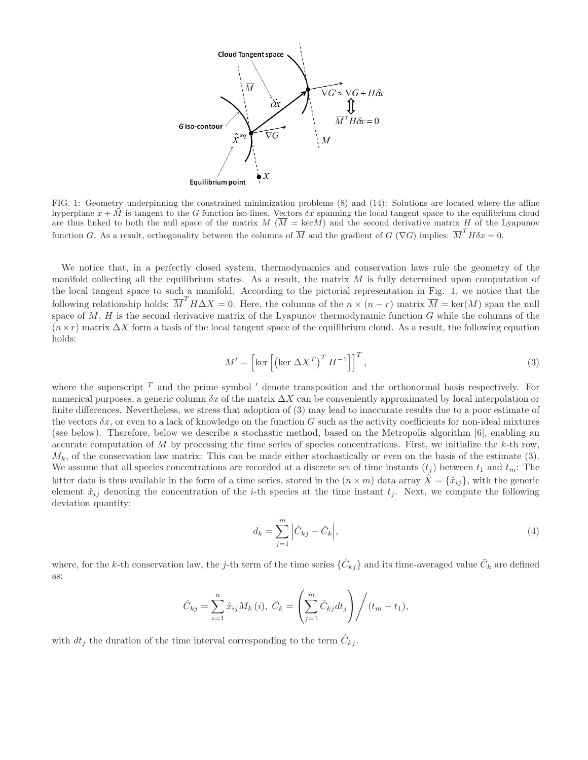FIG. 1: Geometry underpinning the constrained minimization problems (8) and (14): Solutions are located where the affine hyperplane $x + \overline{M}$ is tangent to the $G$ function iso-lines. Vectors $\delta x$ spanning the local tangent space to the equilibrium cloud are thus linked to both the null space of the matrix $M$ ($\overline{M} = \ker M$) and the second derivative matrix $H$ of the Lyapunov function $G$. As a result, orthogonality between the columns of $\overline{M}$ and the gradient of $G$ ($\nabla G$) implies: $\overline{M}^T H \delta x = 0$.

We notice that, in a perfectly closed system, thermodynamics and conservation laws rule the geometry of the manifold collecting all the equilibrium states. As a result, the matrix $M$ is fully determined upon computation of the local tangent space to such a manifold. According to the pictorial representation in Fig. 1, we notice that the following relationship holds: $\overline{M}^T H \Delta X = 0$. Here, the columns of the $n \times (n-r)$ matrix $\overline{M} = \ker(M)$ span the null space of $M$, $H$ is the second derivative matrix of the Lyapunov thermodynamic function $G$ while the columns of the $(n \times r)$ matrix $\Delta X$ form a basis of the local tangent space of the equilibrium cloud. As a result, the following equation holds:

$$M' = \left[\ker\left[\left(\ker \Delta X^T\right)^T H^{-1}\right]\right]^T, \tag{3}$$

where the superscript $^T$ and the prime symbol $'$ denote transposition and the orthonormal basis respectively. For numerical purposes, a generic column $\delta x$ of the matrix $\Delta X$ can be conveniently approximated by local interpolation or finite differences. Nevertheless, we stress that adoption of (3) may lead to inaccurate results due to a poor estimate of the vectors $\delta x$, or even to a lack of knowledge on the function $G$ such as the activity coefficients for non-ideal mixtures (see below). Therefore, below we describe a stochastic method, based on the Metropolis algorithm [6], enabling an accurate computation of $M$ by processing the time series of species concentrations. First, we initialize the $k$-th row, $M_k$, of the conservation law matrix: This can be made either stochastically or even on the basis of the estimate (3). We assume that all species concentrations are recorded at a discrete set of time instants $(t_j)$ between $t_1$ and $t_m$: The latter data is thus available in the form of a time series, stored in the $(n \times m)$ data array $\hat{X} = \{\hat{x}_{ij}\}$, with the generic element $\hat{x}_{ij}$ denoting the concentration of the $i$-th species at the time instant $t_j$. Next, we compute the following deviation quantity:

$$d_k = \sum_{j=1}^{m} \left|\hat{C}_{kj} - \bar{C}_k\right|, \tag{4}$$

where, for the $k$-th conservation law, the $j$-th term of the time series $\{\hat{C}_{kj}\}$ and its time-averaged value $\bar{C}_k$ are defined as:

$$\hat{C}_{kj} = \sum_{i=1}^{n} \hat{x}_{ij} M_k(i), \; \bar{C}_k = \left(\sum_{j=1}^{m} \hat{C}_{kj} dt_j\right) \Big/ (t_m - t_1),$$

with $dt_j$ the duration of the time interval corresponding to the term $\hat{C}_{kj}$.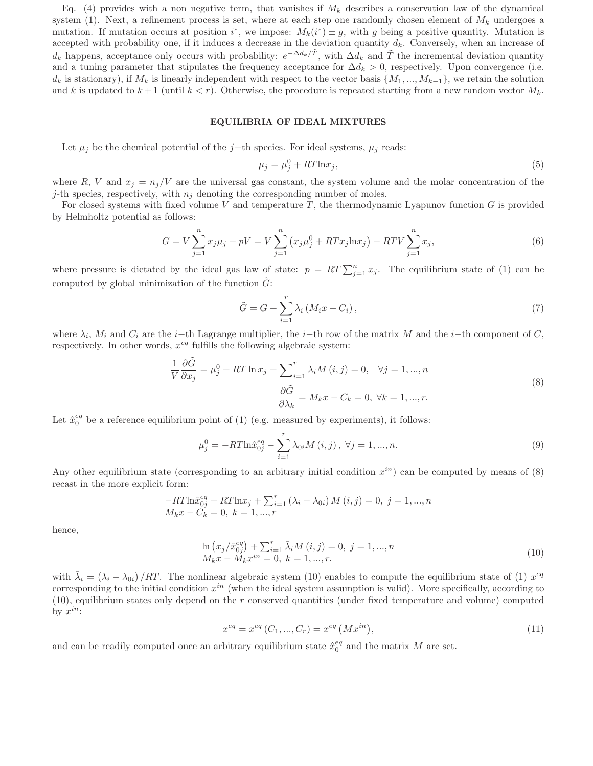Eq. (4) provides with a non negative term, that vanishes if $M_k$ describes a conservation law of the dynamical system (1). Next, a refinement process is set, where at each step one randomly chosen element of $M_k$ undergoes a mutation. If mutation occurs at position $i^*$, we impose: $M_k(i^*) \pm g$, with $g$ being a positive quantity. Mutation is accepted with probability one, if it induces a decrease in the deviation quantity $d_k$. Conversely, when an increase of $d_k$ happens, acceptance only occurs with probability: $e^{-\Delta d_k/\tilde{T}}$, with $\Delta d_k$ and $\tilde{T}$ the incremental deviation quantity and a tuning parameter that stipulates the frequency acceptance for $\Delta d_k > 0$, respectively. Upon convergence (i.e. $d_k$ is stationary), if $M_k$ is linearly independent with respect to the vector basis $\{M_1, ..., M_{k-1}\}$, we retain the solution and $k$ is updated to $k+1$ (until $k < r$). Otherwise, the procedure is repeated starting from a new random vector $M_k$.

## EQUILIBRIA OF IDEAL MIXTURES

Let $\mu_j$ be the chemical potential of the $j-$th species. For ideal systems, $\mu_j$ reads:

$$\mu_j = \mu_j^0 + RT\ln x_j, \tag{5}$$

where $R$, $V$ and $x_j = n_j/V$ are the universal gas constant, the system volume and the molar concentration of the $j$-th species, respectively, with $n_j$ denoting the corresponding number of moles.

For closed systems with fixed volume $V$ and temperature $T$, the thermodynamic Lyapunov function $G$ is provided by Helmholtz potential as follows:

$$G = V\sum_{j=1}^{n} x_j\mu_j - pV = V\sum_{j=1}^{n}\left(x_j\mu_j^0 + RTx_j\ln x_j\right) - RTV\sum_{j=1}^{n} x_j, \tag{6}$$

where pressure is dictated by the ideal gas law of state: $p = RT\sum_{j=1}^{n} x_j$. The equilibrium state of (1) can be computed by global minimization of the function $\tilde{G}$:

$$\tilde{G} = G + \sum_{i=1}^{r} \lambda_i \left(M_i x - C_i\right), \tag{7}$$

where $\lambda_i$, $M_i$ and $C_i$ are the $i-$th Lagrange multiplier, the $i-$th row of the matrix $M$ and the $i-$th component of $C$, respectively. In other words, $x^{eq}$ fulfills the following algebraic system:

$$\begin{aligned} \frac{1}{V}\frac{\partial \tilde{G}}{\partial x_j} &= \mu_j^0 + RT\ln x_j + \sum\nolimits_{i=1}^{r} \lambda_i M\left(i,j\right) = 0, \quad \forall j = 1, ..., n \\ \frac{\partial \tilde{G}}{\partial \lambda_k} &= M_k x - C_k = 0, \ \forall k = 1, ..., r. \end{aligned} \tag{8}$$

Let $\hat{x}_0^{eq}$ be a reference equilibrium point of (1) (e.g. measured by experiments), it follows:

$$\mu_j^0 = -RT\ln\hat{x}_{0j}^{eq} - \sum_{i=1}^{r} \lambda_{0i} M\left(i,j\right), \ \forall j = 1, ..., n. \tag{9}$$

Any other equilibrium state (corresponding to an arbitrary initial condition $x^{in}$) can be computed by means of (8) recast in the more explicit form:

$$\begin{aligned} &-RT\ln\hat{x}_{0j}^{eq} + RT\ln x_j + \sum\nolimits_{i=1}^{r} \left(\lambda_i - \lambda_{0i}\right) M\left(i,j\right) = 0, \ j = 1, ..., n \\ &M_k x - C_k = 0, \ k = 1, ..., r \end{aligned}$$

hence,

$$\begin{aligned} &\ln\left(x_j/\hat{x}_{0j}^{eq}\right) + \sum\nolimits_{i=1}^{r} \bar{\lambda}_i M\left(i,j\right) = 0, \ j = 1, ..., n \\ &M_k x - M_k x^{in} = 0, \ k = 1, ..., r. \end{aligned} \tag{10}$$

with $\bar{\lambda}_i = \left(\lambda_i - \lambda_{0i}\right)/RT$. The nonlinear algebraic system (10) enables to compute the equilibrium state of (1) $x^{eq}$ corresponding to the initial condition $x^{in}$ (when the ideal system assumption is valid). More specifically, according to (10), equilibrium states only depend on the $r$ conserved quantities (under fixed temperature and volume) computed by $x^{in}$:

$$x^{eq} = x^{eq}\left(C_1, ..., C_r\right) = x^{eq}\left(Mx^{in}\right), \tag{11}$$

and can be readily computed once an arbitrary equilibrium state $\hat{x}_0^{eq}$ and the matrix $M$ are set.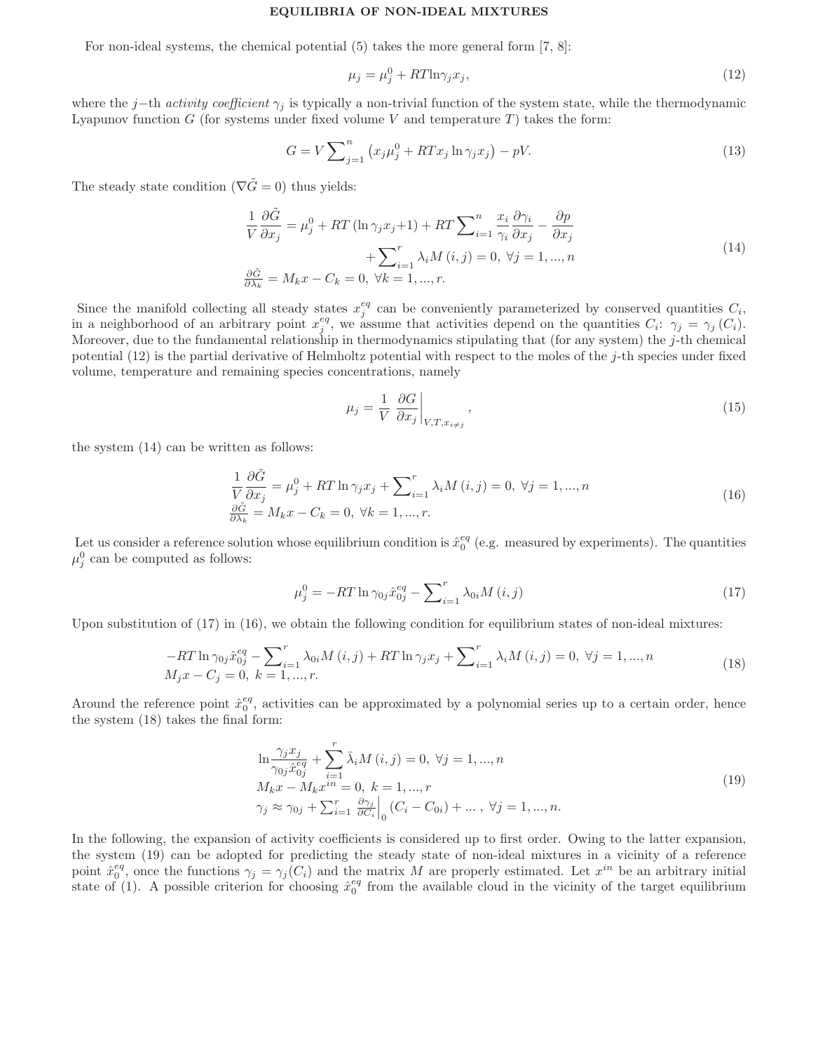## EQUILIBRIA OF NON-IDEAL MIXTURES

For non-ideal systems, the chemical potential (5) takes the more general form [7, 8]:

$$\mu_j = \mu_j^0 + RT\ln\gamma_j x_j, \tag{12}$$

where the $j$−th *activity coefficient* $\gamma_j$ is typically a non-trivial function of the system state, while the thermodynamic Lyapunov function $G$ (for systems under fixed volume $V$ and temperature $T$) takes the form:

$$G = V\sum\nolimits_{j=1}^{n}\left(x_j\mu_j^0 + RTx_j\ln\gamma_j x_j\right) - pV. \tag{13}$$

The steady state condition ($\nabla\tilde{G} = 0$) thus yields:

$$\begin{aligned} \frac{1}{V}\frac{\partial\tilde{G}}{\partial x_j} &= \mu_j^0 + RT\left(\ln\gamma_j x_j + 1\right) + RT\sum\nolimits_{i=1}^{n}\frac{x_i}{\gamma_i}\frac{\partial\gamma_i}{\partial x_j} - \frac{\partial p}{\partial x_j} \\ &\quad + \sum\nolimits_{i=1}^{r}\lambda_i M\left(i,j\right) = 0,\ \forall j = 1,...,n \\ \frac{\partial\tilde{G}}{\partial\lambda_k} &= M_k x - C_k = 0,\ \forall k = 1,...,r. \end{aligned} \tag{14}$$

Since the manifold collecting all steady states $x_j^{eq}$ can be conveniently parameterized by conserved quantities $C_i$, in a neighborhood of an arbitrary point $x_j^{eq}$, we assume that activities depend on the quantities $C_i$: $\gamma_j = \gamma_j\left(C_i\right)$. Moreover, due to the fundamental relationship in thermodynamics stipulating that (for any system) the $j$-th chemical potential (12) is the partial derivative of Helmholtz potential with respect to the moles of the $j$-th species under fixed volume, temperature and remaining species concentrations, namely

$$\mu_j = \frac{1}{V}\left.\frac{\partial G}{\partial x_j}\right|_{V,T,x_{i\neq j}}, \tag{15}$$

the system (14) can be written as follows:

$$\begin{aligned} \frac{1}{V}\frac{\partial\tilde{G}}{\partial x_j} &= \mu_j^0 + RT\ln\gamma_j x_j + \sum\nolimits_{i=1}^{r}\lambda_i M\left(i,j\right) = 0,\ \forall j = 1,...,n \\ \frac{\partial\tilde{G}}{\partial\lambda_k} &= M_k x - C_k = 0,\ \forall k = 1,...,r. \end{aligned} \tag{16}$$

Let us consider a reference solution whose equilibrium condition is $\hat{x}_0^{eq}$ (e.g. measured by experiments). The quantities $\mu_j^0$ can be computed as follows:

$$\mu_j^0 = -RT\ln\gamma_{0j}\hat{x}_{0j}^{eq} - \sum\nolimits_{i=1}^{r}\lambda_{0i}M\left(i,j\right) \tag{17}$$

Upon substitution of (17) in (16), we obtain the following condition for equilibrium states of non-ideal mixtures:

$$\begin{aligned} &-RT\ln\gamma_{0j}\hat{x}_{0j}^{eq} - \sum\nolimits_{i=1}^{r}\lambda_{0i}M\left(i,j\right) + RT\ln\gamma_j x_j + \sum\nolimits_{i=1}^{r}\lambda_i M\left(i,j\right) = 0,\ \forall j = 1,...,n \\ &M_j x - C_j = 0,\ k = 1,...,r. \end{aligned} \tag{18}$$

Around the reference point $\hat{x}_0^{eq}$, activities can be approximated by a polynomial series up to a certain order, hence the system (18) takes the final form:

$$\begin{aligned} &\ln\frac{\gamma_j x_j}{\gamma_{0j}\hat{x}_{0j}^{eq}} + \sum_{i=1}^{r}\bar{\lambda}_i M\left(i,j\right) = 0,\ \forall j = 1,...,n \\ &M_k x - M_k x^{in} = 0,\ k = 1,...,r \\ &\gamma_j \approx \gamma_{0j} + \sum\nolimits_{i=1}^{r}\left.\frac{\partial\gamma_j}{\partial C_i}\right|_0\left(C_i - C_{0i}\right) + ...\ ,\ \forall j = 1,...,n. \end{aligned} \tag{19}$$

In the following, the expansion of activity coefficients is considered up to first order. Owing to the latter expansion, the system (19) can be adopted for predicting the steady state of non-ideal mixtures in a vicinity of a reference point $\hat{x}_0^{eq}$, once the functions $\gamma_j = \gamma_j(C_i)$ and the matrix $M$ are properly estimated. Let $x^{in}$ be an arbitrary initial state of (1). A possible criterion for choosing $\hat{x}_0^{eq}$ from the available cloud in the vicinity of the target equilibrium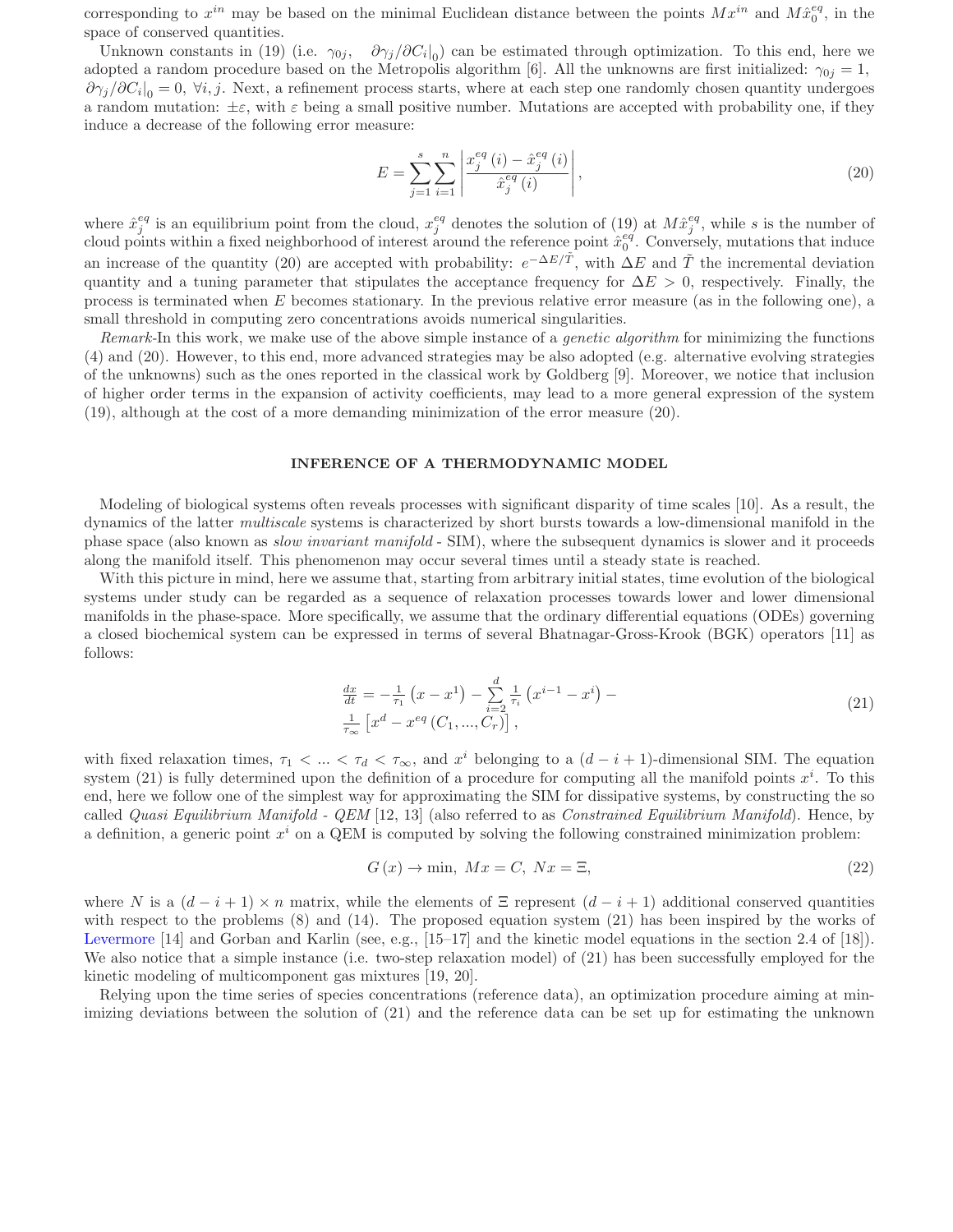corresponding to $x^{in}$ may be based on the minimal Euclidean distance between the points $Mx^{in}$ and $M\hat{x}_0^{eq}$, in the space of conserved quantities.

Unknown constants in (19) (i.e. $\gamma_{0j}$, $\partial\gamma_j/\partial C_i|_0$) can be estimated through optimization. To this end, here we adopted a random procedure based on the Metropolis algorithm [6]. All the unknowns are first initialized: $\gamma_{0j} = 1$, $\partial\gamma_j/\partial C_i|_0 = 0$, $\forall i, j$. Next, a refinement process starts, where at each step one randomly chosen quantity undergoes a random mutation: $\pm\varepsilon$, with $\varepsilon$ being a small positive number. Mutations are accepted with probability one, if they induce a decrease of the following error measure:

$$
E = \sum_{j=1}^{s} \sum_{i=1}^{n} \left| \frac{x_j^{eq}(i) - \hat{x}_j^{eq}(i)}{\hat{x}_j^{eq}(i)} \right|, \tag{20}
$$

where $\hat{x}_j^{eq}$ is an equilibrium point from the cloud, $x_j^{eq}$ denotes the solution of (19) at $M\hat{x}_j^{eq}$, while $s$ is the number of cloud points within a fixed neighborhood of interest around the reference point $\hat{x}_0^{eq}$. Conversely, mutations that induce an increase of the quantity (20) are accepted with probability: $e^{-\Delta E/\tilde{T}}$, with $\Delta E$ and $\tilde{T}$ the incremental deviation quantity and a tuning parameter that stipulates the acceptance frequency for $\Delta E > 0$, respectively. Finally, the process is terminated when $E$ becomes stationary. In the previous relative error measure (as in the following one), a small threshold in computing zero concentrations avoids numerical singularities.

*Remark*-In this work, we make use of the above simple instance of a *genetic algorithm* for minimizing the functions (4) and (20). However, to this end, more advanced strategies may be also adopted (e.g. alternative evolving strategies of the unknowns) such as the ones reported in the classical work by Goldberg [9]. Moreover, we notice that inclusion of higher order terms in the expansion of activity coefficients, may lead to a more general expression of the system (19), although at the cost of a more demanding minimization of the error measure (20).

## INFERENCE OF A THERMODYNAMIC MODEL

Modeling of biological systems often reveals processes with significant disparity of time scales [10]. As a result, the dynamics of the latter *multiscale* systems is characterized by short bursts towards a low-dimensional manifold in the phase space (also known as *slow invariant manifold* - SIM), where the subsequent dynamics is slower and it proceeds along the manifold itself. This phenomenon may occur several times until a steady state is reached.

With this picture in mind, here we assume that, starting from arbitrary initial states, time evolution of the biological systems under study can be regarded as a sequence of relaxation processes towards lower and lower dimensional manifolds in the phase-space. More specifically, we assume that the ordinary differential equations (ODEs) governing a closed biochemical system can be expressed in terms of several Bhatnagar-Gross-Krook (BGK) operators [11] as follows:

$$
\begin{array}{l}
\frac{dx}{dt} = -\frac{1}{\tau_1}\left(x - x^1\right) - \sum\limits_{i=2}^{d} \frac{1}{\tau_i}\left(x^{i-1} - x^i\right) - \\
\frac{1}{\tau_\infty}\left[x^d - x^{eq}\left(C_1, ..., C_r\right)\right],
\end{array} \tag{21}
$$

with fixed relaxation times, $\tau_1 < ... < \tau_d < \tau_\infty$, and $x^i$ belonging to a $(d-i+1)$-dimensional SIM. The equation system (21) is fully determined upon the definition of a procedure for computing all the manifold points $x^i$. To this end, here we follow one of the simplest way for approximating the SIM for dissipative systems, by constructing the so called *Quasi Equilibrium Manifold - QEM* [12, 13] (also referred to as *Constrained Equilibrium Manifold*). Hence, by a definition, a generic point $x^i$ on a QEM is computed by solving the following constrained minimization problem:

$$
G(x) \to \min, \; Mx = C, \; Nx = \Xi, \tag{22}
$$

where $N$ is a $(d-i+1) \times n$ matrix, while the elements of $\Xi$ represent $(d-i+1)$ additional conserved quantities with respect to the problems (8) and (14). The proposed equation system (21) has been inspired by the works of Levermore [14] and Gorban and Karlin (see, e.g., [15–17] and the kinetic model equations in the section 2.4 of [18]). We also notice that a simple instance (i.e. two-step relaxation model) of (21) has been successfully employed for the kinetic modeling of multicomponent gas mixtures [19, 20].

Relying upon the time series of species concentrations (reference data), an optimization procedure aiming at minimizing deviations between the solution of (21) and the reference data can be set up for estimating the unknown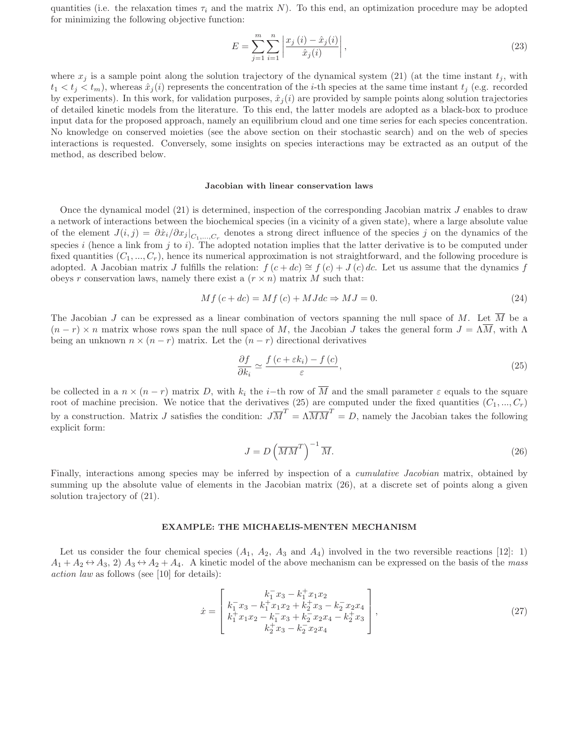quantities (i.e. the relaxation times $\tau_i$ and the matrix $N$). To this end, an optimization procedure may be adopted for minimizing the following objective function:

$$E = \sum_{j=1}^{m} \sum_{i=1}^{n} \left| \frac{x_j(i) - \hat{x}_j(i)}{\hat{x}_j(i)} \right|, \tag{23}$$

where $x_j$ is a sample point along the solution trajectory of the dynamical system (21) (at the time instant $t_j$, with $t_1 < t_j < t_m$), whereas $\hat{x}_j(i)$ represents the concentration of the $i$-th species at the same time instant $t_j$ (e.g. recorded by experiments). In this work, for validation purposes, $\hat{x}_j(i)$ are provided by sample points along solution trajectories of detailed kinetic models from the literature. To this end, the latter models are adopted as a black-box to produce input data for the proposed approach, namely an equilibrium cloud and one time series for each species concentration. No knowledge on conserved moieties (see the above section on their stochastic search) and on the web of species interactions is requested. Conversely, some insights on species interactions may be extracted as an output of the method, as described below.

## Jacobian with linear conservation laws

Once the dynamical model (21) is determined, inspection of the corresponding Jacobian matrix $J$ enables to draw a network of interactions between the biochemical species (in a vicinity of a given state), where a large absolute value of the element $J(i,j) = \partial \dot{x}_i / \partial x_j |_{C_1,...,C_r}$ denotes a strong direct influence of the species $j$ on the dynamics of the species $i$ (hence a link from $j$ to $i$). The adopted notation implies that the latter derivative is to be computed under fixed quantities $(C_1, ..., C_r)$, hence its numerical approximation is not straightforward, and the following procedure is adopted. A Jacobian matrix $J$ fulfills the relation: $f(c + dc) \cong f(c) + J(c)\,dc$. Let us assume that the dynamics $f$ obeys $r$ conservation laws, namely there exist a $(r \times n)$ matrix $M$ such that:

$$Mf(c + dc) = Mf(c) + MJdc \Rightarrow MJ = 0. \tag{24}$$

The Jacobian $J$ can be expressed as a linear combination of vectors spanning the null space of $M$. Let $\overline{M}$ be a $(n-r) \times n$ matrix whose rows span the null space of $M$, the Jacobian $J$ takes the general form $J = \Lambda \overline{M}$, with $\Lambda$ being an unknown $n \times (n-r)$ matrix. Let the $(n-r)$ directional derivatives

$$\frac{\partial f}{\partial k_i} \simeq \frac{f(c + \varepsilon k_i) - f(c)}{\varepsilon}, \tag{25}$$

be collected in a $n \times (n-r)$ matrix $D$, with $k_i$ the $i$−th row of $\overline{M}$ and the small parameter $\varepsilon$ equals to the square root of machine precision. We notice that the derivatives (25) are computed under the fixed quantities $(C_1, ..., C_r)$ by a construction. Matrix $J$ satisfies the condition: $J\overline{M}^T = \Lambda \overline{M}\,\overline{M}^T = D$, namely the Jacobian takes the following explicit form:

$$J = D\left(\overline{M}\,\overline{M}^T\right)^{-1} \overline{M}. \tag{26}$$

Finally, interactions among species may be inferred by inspection of a *cumulative Jacobian* matrix, obtained by summing up the absolute value of elements in the Jacobian matrix (26), at a discrete set of points along a given solution trajectory of (21).

## EXAMPLE: THE MICHAELIS-MENTEN MECHANISM

Let us consider the four chemical species ($A_1$, $A_2$, $A_3$ and $A_4$) involved in the two reversible reactions [12]: 1) $A_1 + A_2 \leftrightarrow A_3$, 2) $A_3 \leftrightarrow A_2 + A_4$. A kinetic model of the above mechanism can be expressed on the basis of the *mass action law* as follows (see [10] for details):

$$\dot{x} = \begin{bmatrix} k_1^- x_3 - k_1^+ x_1 x_2 \\ k_1^- x_3 - k_1^+ x_1 x_2 + k_2^+ x_3 - k_2^- x_2 x_4 \\ k_1^+ x_1 x_2 - k_1^- x_3 + k_2^- x_2 x_4 - k_2^+ x_3 \\ k_2^+ x_3 - k_2^- x_2 x_4 \end{bmatrix}, \tag{27}$$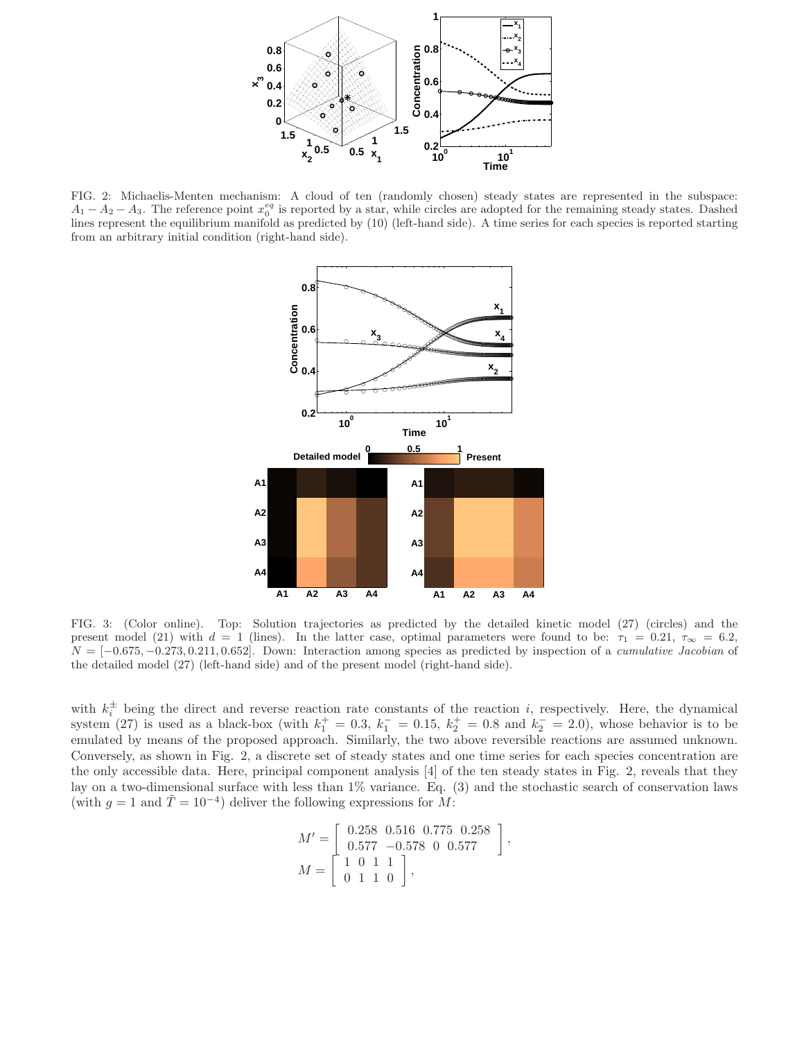FIG. 2: Michaelis-Menten mechanism: A cloud of ten (randomly chosen) steady states are represented in the subspace: $A_1 - A_2 - A_3$. The reference point $x_0^{eq}$ is reported by a star, while circles are adopted for the remaining steady states. Dashed lines represent the equilibrium manifold as predicted by (10) (left-hand side). A time series for each species is reported starting from an arbitrary initial condition (right-hand side).

FIG. 3: (Color online). Top: Solution trajectories as predicted by the detailed kinetic model (27) (circles) and the present model (21) with $d = 1$ (lines). In the latter case, optimal parameters were found to be: $\tau_1 = 0.21$, $\tau_\infty = 6.2$, $N = [-0.675, -0.273, 0.211, 0.652]$. Down: Interaction among species as predicted by inspection of a *cumulative Jacobian* of the detailed model (27) (left-hand side) and of the present model (right-hand side).

with $k_i^{\pm}$ being the direct and reverse reaction rate constants of the reaction $i$, respectively. Here, the dynamical system (27) is used as a black-box (with $k_1^+ = 0.3$, $k_1^- = 0.15$, $k_2^+ = 0.8$ and $k_2^- = 2.0$), whose behavior is to be emulated by means of the proposed approach. Similarly, the two above reversible reactions are assumed unknown. Conversely, as shown in Fig. 2, a discrete set of steady states and one time series for each species concentration are the only accessible data. Here, principal component analysis [4] of the ten steady states in Fig. 2, reveals that they lay on a two-dimensional surface with less than 1% variance. Eq. (3) and the stochastic search of conservation laws (with $g = 1$ and $\tilde{T} = 10^{-4}$) deliver the following expressions for $M$:

$$
M' = \begin{bmatrix} 0.258 & 0.516 & 0.775 & 0.258 \\ 0.577 & -0.578 & 0 & 0.577 \end{bmatrix},
$$

$$
M = \begin{bmatrix} 1 & 0 & 1 & 1 \\ 0 & 1 & 1 & 0 \end{bmatrix},
$$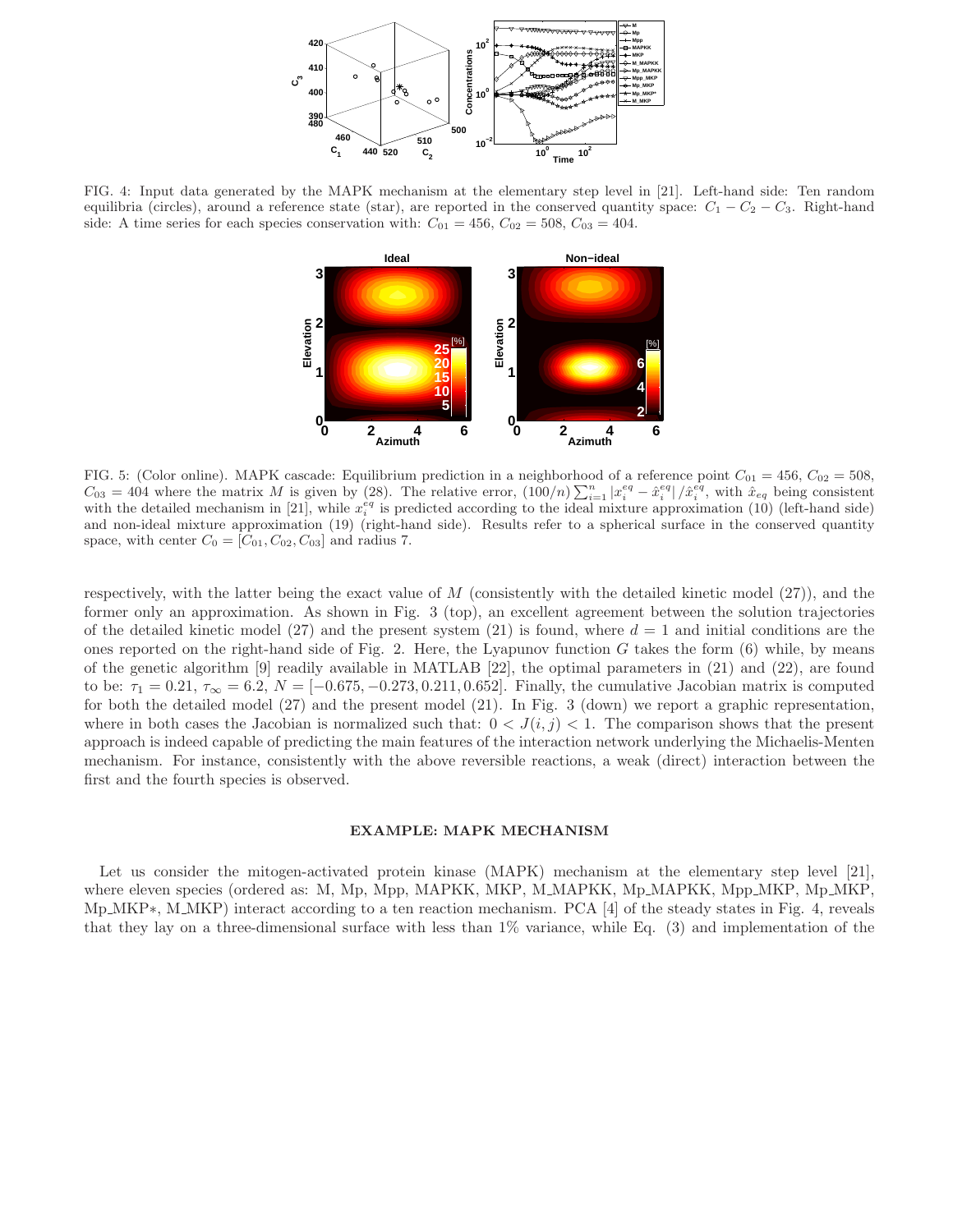FIG. 4: Input data generated by the MAPK mechanism at the elementary step level in [21]. Left-hand side: Ten random equilibria (circles), around a reference state (star), are reported in the conserved quantity space: $C_1 - C_2 - C_3$. Right-hand side: A time series for each species conservation with: $C_{01} = 456$, $C_{02} = 508$, $C_{03} = 404$.

FIG. 5: (Color online). MAPK cascade: Equilibrium prediction in a neighborhood of a reference point $C_{01} = 456$, $C_{02} = 508$, $C_{03} = 404$ where the matrix $M$ is given by (28). The relative error, $(100/n)\sum_{i=1}^{n} \left|x_i^{eq} - \hat{x}_i^{eq}\right| / \hat{x}_i^{eq}$, with $\hat{x}_{eq}$ being consistent with the detailed mechanism in [21], while $x_i^{eq}$ is predicted according to the ideal mixture approximation (10) (left-hand side) and non-ideal mixture approximation (19) (right-hand side). Results refer to a spherical surface in the conserved quantity space, with center $C_0 = [C_{01}, C_{02}, C_{03}]$ and radius 7.

respectively, with the latter being the exact value of $M$ (consistently with the detailed kinetic model (27)), and the former only an approximation. As shown in Fig. 3 (top), an excellent agreement between the solution trajectories of the detailed kinetic model (27) and the present system (21) is found, where $d = 1$ and initial conditions are the ones reported on the right-hand side of Fig. 2. Here, the Lyapunov function $G$ takes the form (6) while, by means of the genetic algorithm [9] readily available in MATLAB [22], the optimal parameters in (21) and (22), are found to be: $\tau_1 = 0.21$, $\tau_\infty = 6.2$, $N = [-0.675, -0.273, 0.211, 0.652]$. Finally, the cumulative Jacobian matrix is computed for both the detailed model (27) and the present model (21). In Fig. 3 (down) we report a graphic representation, where in both cases the Jacobian is normalized such that: $0 < J(i,j) < 1$. The comparison shows that the present approach is indeed capable of predicting the main features of the interaction network underlying the Michaelis-Menten mechanism. For instance, consistently with the above reversible reactions, a weak (direct) interaction between the first and the fourth species is observed.

## EXAMPLE: MAPK MECHANISM

Let us consider the mitogen-activated protein kinase (MAPK) mechanism at the elementary step level [21], where eleven species (ordered as: M, Mp, Mpp, MAPKK, MKP, M_MAPKK, Mp_MAPKK, Mpp_MKP, Mp_MKP, Mp_MKP∗, M_MKP) interact according to a ten reaction mechanism. PCA [4] of the steady states in Fig. 4, reveals that they lay on a three-dimensional surface with less than 1% variance, while Eq. (3) and implementation of the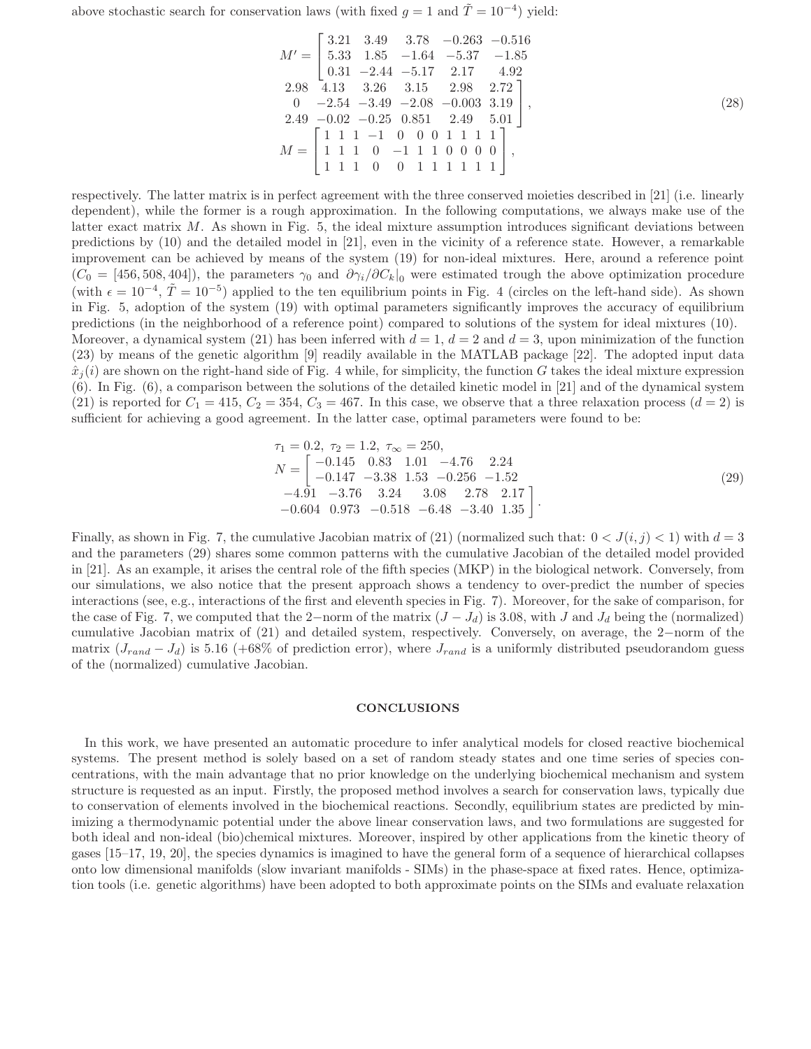above stochastic search for conservation laws (with fixed $g = 1$ and $\tilde{T} = 10^{-4}$) yield:

$$
\begin{array}{l}
M' = \left[ \begin{array}{cccccccccc}
3.21 & 3.49 & 3.78 & -0.263 & -0.516 & 2.98 & 4.13 & 3.26 & 3.15 & 2.98 & 2.72 \\
5.33 & 1.85 & -1.64 & -5.37 & -1.85 & 0 & -2.54 & -3.49 & -2.08 & -0.003 & 3.19 \\
0.31 & -2.44 & -5.17 & 2.17 & 4.92 & 2.49 & -0.02 & -0.25 & 0.851 & 2.49 & 5.01
\end{array} \right], \\
M = \left[ \begin{array}{ccccccccccc}
1 & 1 & 1 & -1 & 0 & 0 & 0 & 1 & 1 & 1 & 1 \\
1 & 1 & 1 & 0 & -1 & 1 & 1 & 0 & 0 & 0 & 0 \\
1 & 1 & 1 & 0 & 0 & 1 & 1 & 1 & 1 & 1 & 1
\end{array} \right],
\end{array} \tag{28}
$$

respectively. The latter matrix is in perfect agreement with the three conserved moieties described in [21] (i.e. linearly dependent), while the former is a rough approximation. In the following computations, we always make use of the latter exact matrix $M$. As shown in Fig. 5, the ideal mixture assumption introduces significant deviations between predictions by (10) and the detailed model in [21], even in the vicinity of a reference state. However, a remarkable improvement can be achieved by means of the system (19) for non-ideal mixtures. Here, around a reference point ($C_0 = [456, 508, 404]$), the parameters $\gamma_0$ and $\partial \gamma_i / \partial C_k|_0$ were estimated trough the above optimization procedure (with $\epsilon = 10^{-4}$, $\tilde{T} = 10^{-5}$) applied to the ten equilibrium points in Fig. 4 (circles on the left-hand side). As shown in Fig. 5, adoption of the system (19) with optimal parameters significantly improves the accuracy of equilibrium predictions (in the neighborhood of a reference point) compared to solutions of the system for ideal mixtures (10). Moreover, a dynamical system (21) has been inferred with $d = 1$, $d = 2$ and $d = 3$, upon minimization of the function (23) by means of the genetic algorithm [9] readily available in the MATLAB package [22]. The adopted input data $\hat{x}_j(i)$ are shown on the right-hand side of Fig. 4 while, for simplicity, the function $G$ takes the ideal mixture expression (6). In Fig. (6), a comparison between the solutions of the detailed kinetic model in [21] and of the dynamical system (21) is reported for $C_1 = 415$, $C_2 = 354$, $C_3 = 467$. In this case, we observe that a three relaxation process ($d = 2$) is sufficient for achieving a good agreement. In the latter case, optimal parameters were found to be:

$$
\begin{array}{l}
\tau_1 = 0.2, \ \tau_2 = 1.2, \ \tau_\infty = 250, \\
N = \left[ \begin{array}{ccccccccccc}
-0.145 & 0.83 & 1.01 & -4.76 & 2.24 & -4.91 & -3.76 & 3.24 & 3.08 & 2.78 & 2.17 \\
-0.147 & -3.38 & 1.53 & -0.256 & -1.52 & -0.604 & 0.973 & -0.518 & -6.48 & -3.40 & 1.35
\end{array} \right].
\end{array} \tag{29}
$$

Finally, as shown in Fig. 7, the cumulative Jacobian matrix of (21) (normalized such that: $0 < J(i,j) < 1$) with $d = 3$ and the parameters (29) shares some common patterns with the cumulative Jacobian of the detailed model provided in [21]. As an example, it arises the central role of the fifth species (MKP) in the biological network. Conversely, from our simulations, we also notice that the present approach shows a tendency to over-predict the number of species interactions (see, e.g., interactions of the first and eleventh species in Fig. 7). Moreover, for the sake of comparison, for the case of Fig. 7, we computed that the 2−norm of the matrix $(J - J_d)$ is 3.08, with $J$ and $J_d$ being the (normalized) cumulative Jacobian matrix of (21) and detailed system, respectively. Conversely, on average, the 2−norm of the matrix $(J_{rand} - J_d)$ is 5.16 (+68% of prediction error), where $J_{rand}$ is a uniformly distributed pseudorandom guess of the (normalized) cumulative Jacobian.

## CONCLUSIONS

In this work, we have presented an automatic procedure to infer analytical models for closed reactive biochemical systems. The present method is solely based on a set of random steady states and one time series of species concentrations, with the main advantage that no prior knowledge on the underlying biochemical mechanism and system structure is requested as an input. Firstly, the proposed method involves a search for conservation laws, typically due to conservation of elements involved in the biochemical reactions. Secondly, equilibrium states are predicted by minimizing a thermodynamic potential under the above linear conservation laws, and two formulations are suggested for both ideal and non-ideal (bio)chemical mixtures. Moreover, inspired by other applications from the kinetic theory of gases [15–17, 19, 20], the species dynamics is imagined to have the general form of a sequence of hierarchical collapses onto low dimensional manifolds (slow invariant manifolds - SIMs) in the phase-space at fixed rates. Hence, optimization tools (i.e. genetic algorithms) have been adopted to both approximate points on the SIMs and evaluate relaxation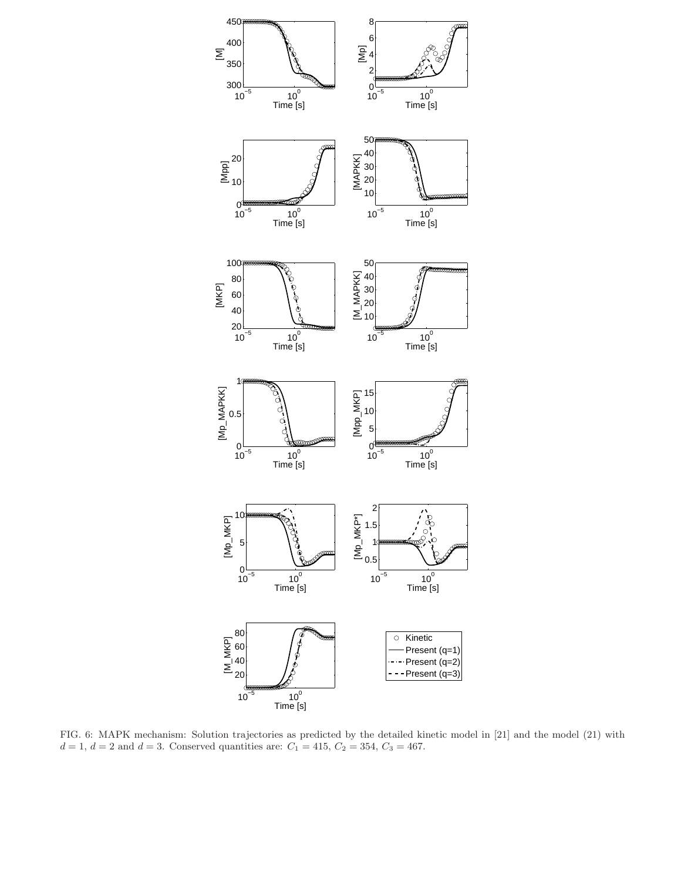FIG. 6: MAPK mechanism: Solution trajectories as predicted by the detailed kinetic model in [21] and the model (21) with $d = 1$, $d = 2$ and $d = 3$. Conserved quantities are: $C_1 = 415$, $C_2 = 354$, $C_3 = 467$.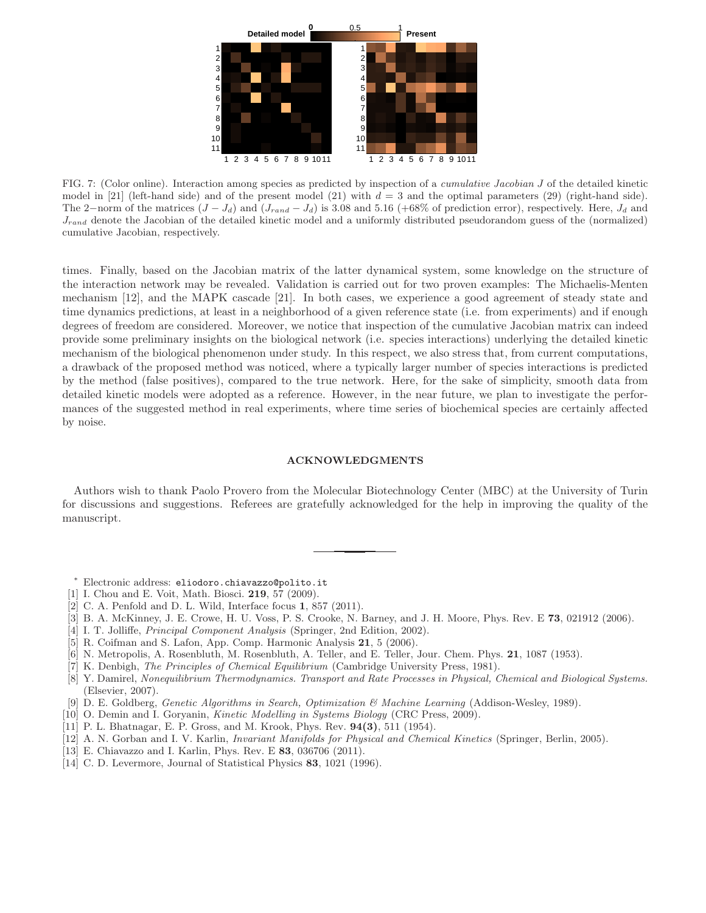FIG. 7: (Color online). Interaction among species as predicted by inspection of a *cumulative Jacobian* $J$ of the detailed kinetic model in [21] (left-hand side) and of the present model (21) with $d = 3$ and the optimal parameters (29) (right-hand side). The 2−norm of the matrices $(J - J_d)$ and $(J_{rand} - J_d)$ is 3.08 and 5.16 (+68% of prediction error), respectively. Here, $J_d$ and $J_{rand}$ denote the Jacobian of the detailed kinetic model and a uniformly distributed pseudorandom guess of the (normalized) cumulative Jacobian, respectively.

times. Finally, based on the Jacobian matrix of the latter dynamical system, some knowledge on the structure of the interaction network may be revealed. Validation is carried out for two proven examples: The Michaelis-Menten mechanism [12], and the MAPK cascade [21]. In both cases, we experience a good agreement of steady state and time dynamics predictions, at least in a neighborhood of a given reference state (i.e. from experiments) and if enough degrees of freedom are considered. Moreover, we notice that inspection of the cumulative Jacobian matrix can indeed provide some preliminary insights on the biological network (i.e. species interactions) underlying the detailed kinetic mechanism of the biological phenomenon under study. In this respect, we also stress that, from current computations, a drawback of the proposed method was noticed, where a typically larger number of species interactions is predicted by the method (false positives), compared to the true network. Here, for the sake of simplicity, smooth data from detailed kinetic models were adopted as a reference. However, in the near future, we plan to investigate the performances of the suggested method in real experiments, where time series of biochemical species are certainly affected by noise.

## ACKNOWLEDGMENTS

Authors wish to thank Paolo Provero from the Molecular Biotechnology Center (MBC) at the University of Turin for discussions and suggestions. Referees are gratefully acknowledged for the help in improving the quality of the manuscript.

---

* Electronic address: eliodoro.chiavazzo@polito.it

[1] I. Chou and E. Voit, Math. Biosci. **219**, 57 (2009).

[2] C. A. Penfold and D. L. Wild, Interface focus **1**, 857 (2011).

[3] B. A. McKinney, J. E. Crowe, H. U. Voss, P. S. Crooke, N. Barney, and J. H. Moore, Phys. Rev. E **73**, 021912 (2006).

[4] I. T. Jolliffe, *Principal Component Analysis* (Springer, 2nd Edition, 2002).

[5] R. Coifman and S. Lafon, App. Comp. Harmonic Analysis **21**, 5 (2006).

[6] N. Metropolis, A. Rosenbluth, M. Rosenbluth, A. Teller, and E. Teller, Jour. Chem. Phys. **21**, 1087 (1953).

[7] K. Denbigh, *The Principles of Chemical Equilibrium* (Cambridge University Press, 1981).

[8] Y. Damirel, *Nonequilibrium Thermodynamics. Transport and Rate Processes in Physical, Chemical and Biological Systems.* (Elsevier, 2007).

[9] D. E. Goldberg, *Genetic Algorithms in Search, Optimization & Machine Learning* (Addison-Wesley, 1989).

[10] O. Demin and I. Goryanin, *Kinetic Modelling in Systems Biology* (CRC Press, 2009).

[11] P. L. Bhatnagar, E. P. Gross, and M. Krook, Phys. Rev. **94(3)**, 511 (1954).

[12] A. N. Gorban and I. V. Karlin, *Invariant Manifolds for Physical and Chemical Kinetics* (Springer, Berlin, 2005).

[13] E. Chiavazzo and I. Karlin, Phys. Rev. E **83**, 036706 (2011).

[14] C. D. Levermore, Journal of Statistical Physics **83**, 1021 (1996).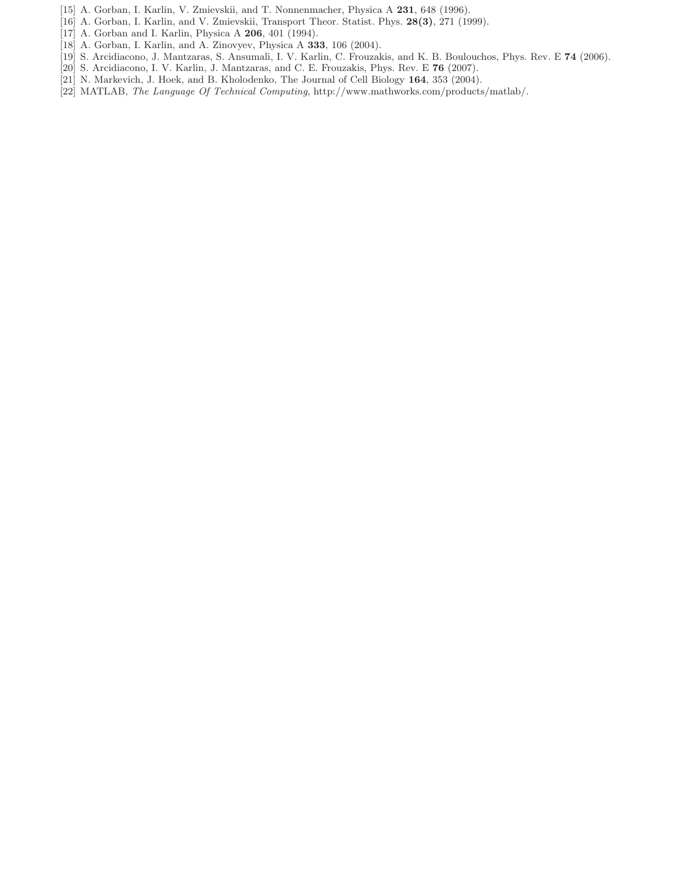[15] A. Gorban, I. Karlin, V. Zmievskii, and T. Nonnenmacher, Physica A **231**, 648 (1996).
[16] A. Gorban, I. Karlin, and V. Zmievskii, Transport Theor. Statist. Phys. **28(3)**, 271 (1999).
[17] A. Gorban and I. Karlin, Physica A **206**, 401 (1994).
[18] A. Gorban, I. Karlin, and A. Zinovyev, Physica A **333**, 106 (2004).
[19] S. Arcidiacono, J. Mantzaras, S. Ansumali, I. V. Karlin, C. Frouzakis, and K. B. Boulouchos, Phys. Rev. E **74** (2006).
[20] S. Arcidiacono, I. V. Karlin, J. Mantzaras, and C. E. Frouzakis, Phys. Rev. E **76** (2007).
[21] N. Markevich, J. Hoek, and B. Kholodenko, The Journal of Cell Biology **164**, 353 (2004).
[22] MATLAB, *The Language Of Technical Computing*, http://www.mathworks.com/products/matlab/.